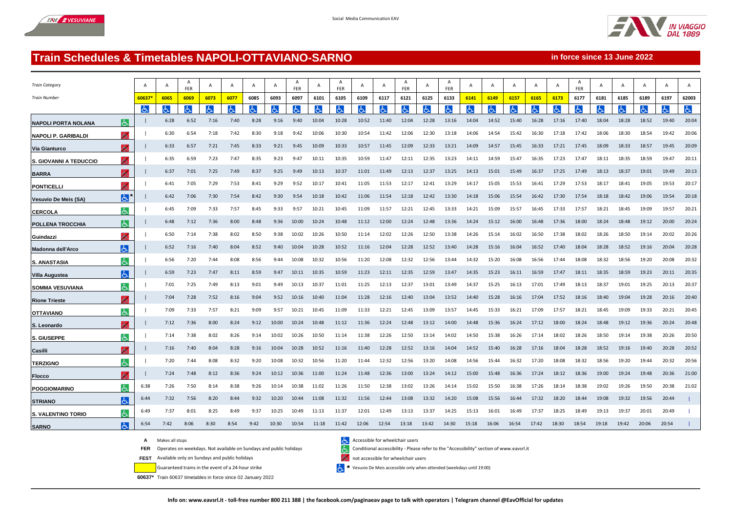# Train Schedules & Timetables NAPOLI-OTTAVIANO-SARNO

**in force since 13 June 2022**

Social Media Communication EAV

IN VIAGGIO DAL 1889

| Train Category | | A | A | A FER | A | A | A | A | A FER | A | A FER | A | A | A FER | A | A FER | A | A | A | A | A | A FER | A | A | A | A | A |
|---|---|---|---|---|---|---|---|---|---|---|---|---|---|---|---|---|---|---|---|---|---|---|---|---|---|---|---|
| Train Number | | 60637* | 6065 | 6069 | 6073 | 6077 | 6085 | 6093 | 6097 | 6101 | 6105 | 6109 | 6117 | 6121 | 6125 | 6133 | 6141 | 6149 | 6157 | 6165 | 6173 | 6177 | 6181 | 6185 | 6189 | 6197 | 62003 |
| | | ♿ | ♿ | ♿ | ♿ | ♿ | ♿ | ♿ | ♿ | ♿ | ♿ | ♿ | ♿ | ♿ | ♿ | ♿ | ♿ | ♿ | ♿ | ♿ | ♿ | ♿ | ♿ | ♿ | ♿ | ♿ | ♿ |
| NAPOLI PORTA NOLANA | ♿ | \| | 6:28 | 6:52 | 7:16 | 7:40 | 8:28 | 9:16 | 9:40 | 10:04 | 10:28 | 10:52 | 11:40 | 12:04 | 12:28 | 13:16 | 14:04 | 14:52 | 15:40 | 16:28 | 17:16 | 17:40 | 18:04 | 18:28 | 18:52 | 19:40 | 20:04 |
| NAPOLI P. GARIBALDI | not accessible | \| | 6:30 | 6:54 | 7:18 | 7:42 | 8:30 | 9:18 | 9:42 | 10:06 | 10:30 | 10:54 | 11:42 | 12:06 | 12:30 | 13:18 | 14:06 | 14:54 | 15:42 | 16:30 | 17:18 | 17:42 | 18:06 | 18:30 | 18:54 | 19:42 | 20:06 |
| Via Gianturco | not accessible | \| | 6:33 | 6:57 | 7:21 | 7:45 | 8:33 | 9:21 | 9:45 | 10:09 | 10:33 | 10:57 | 11:45 | 12:09 | 12:33 | 13:21 | 14:09 | 14:57 | 15:45 | 16:33 | 17:21 | 17:45 | 18:09 | 18:33 | 18:57 | 19:45 | 20:09 |
| S. GIOVANNI A TEDUCCIO | not accessible | \| | 6:35 | 6:59 | 7:23 | 7:47 | 8:35 | 9:23 | 9:47 | 10:11 | 10:35 | 10:59 | 11:47 | 12:11 | 12:35 | 13:23 | 14:11 | 14:59 | 15:47 | 16:35 | 17:23 | 17:47 | 18:11 | 18:35 | 18:59 | 19:47 | 20:11 |
| BARRA | not accessible | \| | 6:37 | 7:01 | 7:25 | 7:49 | 8:37 | 9:25 | 9:49 | 10:13 | 10:37 | 11:01 | 11:49 | 12:13 | 12:37 | 13:25 | 14:13 | 15:01 | 15:49 | 16:37 | 17:25 | 17:49 | 18:13 | 18:37 | 19:01 | 19:49 | 20:13 |
| PONTICELLI | not accessible | \| | 6:41 | 7:05 | 7:29 | 7:53 | 8:41 | 9:29 | 9:52 | 10:17 | 10:41 | 11:05 | 11:53 | 12:17 | 12:41 | 13:29 | 14:17 | 15:05 | 15:53 | 16:41 | 17:29 | 17:53 | 18:17 | 18:41 | 19:05 | 19:53 | 20:17 |
| Vesuvio De Meis (SA) | ♿* | \| | 6:42 | 7:06 | 7:30 | 7:54 | 8:42 | 9:30 | 9:54 | 10:18 | 10:42 | 11:06 | 11:54 | 12:18 | 12:42 | 13:30 | 14:18 | 15:06 | 15:54 | 16:42 | 17:30 | 17:54 | 18:18 | 18:42 | 19:06 | 19:54 | 20:18 |
| CERCOLA | ♿ | \| | 6:45 | 7:09 | 7:33 | 7:57 | 8:45 | 9:33 | 9:57 | 10:21 | 10:45 | 11:09 | 11:57 | 12:21 | 12:45 | 13:33 | 14:21 | 15:09 | 15:57 | 16:45 | 17:33 | 17:57 | 18:21 | 18:45 | 19:09 | 19:57 | 20:21 |
| POLLENA TROCCHIA | ♿ | \| | 6:48 | 7:12 | 7:36 | 8:00 | 8:48 | 9:36 | 10:00 | 10:24 | 10:48 | 11:12 | 12:00 | 12:24 | 12:48 | 13:36 | 14:24 | 15:12 | 16:00 | 16:48 | 17:36 | 18:00 | 18:24 | 18:48 | 19:12 | 20:00 | 20:24 |
| Guindazzi | not accessible | \| | 6:50 | 7:14 | 7:38 | 8:02 | 8:50 | 9:38 | 10:02 | 10:26 | 10:50 | 11:14 | 12:02 | 12:26 | 12:50 | 13:38 | 14:26 | 15:14 | 16:02 | 16:50 | 17:38 | 18:02 | 18:26 | 18:50 | 19:14 | 20:02 | 20:26 |
| Madonna dell'Arco | ♿ | \| | 6:52 | 7:16 | 7:40 | 8:04 | 8:52 | 9:40 | 10:04 | 10:28 | 10:52 | 11:16 | 12:04 | 12:28 | 12:52 | 13:40 | 14:28 | 15:16 | 16:04 | 16:52 | 17:40 | 18:04 | 18:28 | 18:52 | 19:16 | 20:04 | 20:28 |
| S. ANASTASIA | ♿ | \| | 6:56 | 7:20 | 7:44 | 8:08 | 8:56 | 9:44 | 10:08 | 10:32 | 10:56 | 11:20 | 12:08 | 12:32 | 12:56 | 13:44 | 14:32 | 15:20 | 16:08 | 16:56 | 17:44 | 18:08 | 18:32 | 18:56 | 19:20 | 20:08 | 20:32 |
| Villa Augustea | ♿ | \| | 6:59 | 7:23 | 7:47 | 8:11 | 8:59 | 9:47 | 10:11 | 10:35 | 10:59 | 11:23 | 12:11 | 12:35 | 12:59 | 13:47 | 14:35 | 15:23 | 16:11 | 16:59 | 17:47 | 18:11 | 18:35 | 18:59 | 19:23 | 20:11 | 20:35 |
| SOMMA VESUVIANA | ♿ | \| | 7:01 | 7:25 | 7:49 | 8:13 | 9:01 | 9:49 | 10:13 | 10:37 | 11:01 | 11:25 | 12:13 | 12:37 | 13:01 | 13:49 | 14:37 | 15:25 | 16:13 | 17:01 | 17:49 | 18:13 | 18:37 | 19:01 | 19:25 | 20:13 | 20:37 |
| Rione Trieste | not accessible | \| | 7:04 | 7:28 | 7:52 | 8:16 | 9:04 | 9:52 | 10:16 | 10:40 | 11:04 | 11:28 | 12:16 | 12:40 | 13:04 | 13:52 | 14:40 | 15:28 | 16:16 | 17:04 | 17:52 | 18:16 | 18:40 | 19:04 | 19:28 | 20:16 | 20:40 |
| OTTAVIANO | ♿ | \| | 7:09 | 7:33 | 7:57 | 8:21 | 9:09 | 9:57 | 10:21 | 10:45 | 11:09 | 11:33 | 12:21 | 12:45 | 13:09 | 13:57 | 14:45 | 15:33 | 16:21 | 17:09 | 17:57 | 18:21 | 18:45 | 19:09 | 19:33 | 20:21 | 20:45 |
| S. Leonardo | not accessible | \| | 7:12 | 7:36 | 8:00 | 8:24 | 9:12 | 10:00 | 10:24 | 10:48 | 11:12 | 11:36 | 12:24 | 12:48 | 13:12 | 14:00 | 14:48 | 15:36 | 16:24 | 17:12 | 18:00 | 18:24 | 18:48 | 19:12 | 19:36 | 20:24 | 20:48 |
| S. GIUSEPPE | ♿ | \| | 7:14 | 7:38 | 8:02 | 8:26 | 9:14 | 10:02 | 10:26 | 10:50 | 11:14 | 11:38 | 12:26 | 12:50 | 13:14 | 14:02 | 14:50 | 15:38 | 16:26 | 17:14 | 18:02 | 18:26 | 18:50 | 19:14 | 19:38 | 20:26 | 20:50 |
| Casilli | not accessible | \| | 7:16 | 7:40 | 8:04 | 8:28 | 9:16 | 10:04 | 10:28 | 10:52 | 11:16 | 11:40 | 12:28 | 12:52 | 13:16 | 14:04 | 14:52 | 15:40 | 16:28 | 17:16 | 18:04 | 18:28 | 18:52 | 19:16 | 19:40 | 20:28 | 20:52 |
| TERZIGNO | ♿ | \| | 7:20 | 7:44 | 8:08 | 8:32 | 9:20 | 10:08 | 10:32 | 10:56 | 11:20 | 11:44 | 12:32 | 12:56 | 13:20 | 14:08 | 14:56 | 15:44 | 16:32 | 17:20 | 18:08 | 18:32 | 18:56 | 19:20 | 19:44 | 20:32 | 20:56 |
| Flocco | not accessible | \| | 7:24 | 7:48 | 8:12 | 8:36 | 9:24 | 10:12 | 10:36 | 11:00 | 11:24 | 11:48 | 12:36 | 13:00 | 13:24 | 14:12 | 15:00 | 15:48 | 16:36 | 17:24 | 18:12 | 18:36 | 19:00 | 19:24 | 19:48 | 20:36 | 21:00 |
| POGGIOMARINO | ♿ | 6:38 | 7:26 | 7:50 | 8:14 | 8:38 | 9:26 | 10:14 | 10:38 | 11:02 | 11:26 | 11:50 | 12:38 | 13:02 | 13:26 | 14:14 | 15:02 | 15:50 | 16:38 | 17:26 | 18:14 | 18:38 | 19:02 | 19:26 | 19:50 | 20:38 | 21:02 |
| STRIANO | ♿ | 6:44 | 7:32 | 7:56 | 8:20 | 8:44 | 9:32 | 10:20 | 10:44 | 11:08 | 11:32 | 11:56 | 12:44 | 13:08 | 13:32 | 14:20 | 15:08 | 15:56 | 16:44 | 17:32 | 18:20 | 18:44 | 19:08 | 19:32 | 19:56 | 20:44 | \| |
| S. VALENTINO TORIO | ♿ | 6:49 | 7:37 | 8:01 | 8:25 | 8:49 | 9:37 | 10:25 | 10:49 | 11:13 | 11:37 | 12:01 | 12:49 | 13:13 | 13:37 | 14:25 | 15:13 | 16:01 | 16:49 | 17:37 | 18:25 | 18:49 | 19:13 | 19:37 | 20:01 | 20:49 | \| |
| SARNO | ♿ | 6:54 | 7:42 | 8:06 | 8:30 | 8:54 | 9:42 | 10:30 | 10:54 | 11:18 | 11:42 | 12:06 | 12:54 | 13:18 | 13:42 | 14:30 | 15:18 | 16:06 | 16:54 | 17:42 | 18:30 | 18:54 | 19:18 | 19:42 | 20:06 | 20:54 | \| |

**A** Makes all stops

**FER** Operates on weekdays. Not available on Sundays and public holidays

**FEST** Available only on Sundays and public holidays

(yellow) Guaranteed trains in the event of a 24-hour strike

**60637*** Train 60637 timetables in force since 02 January 2022

♿ Accessible for wheelchair users

♿ Conditional accessibility - Please refer to the "Accessibility" section of www.eavsrl.it

not accessible for wheelchair users

♿ * Vesuvio De Meis accessible only when attended (weekdays until 19:00)

**Info on: www.eavsrl.it - toll-free number 800 211 388 | the facebook.com/paginaeav page to talk with operators | Telegram channel @EavOfficial for updates**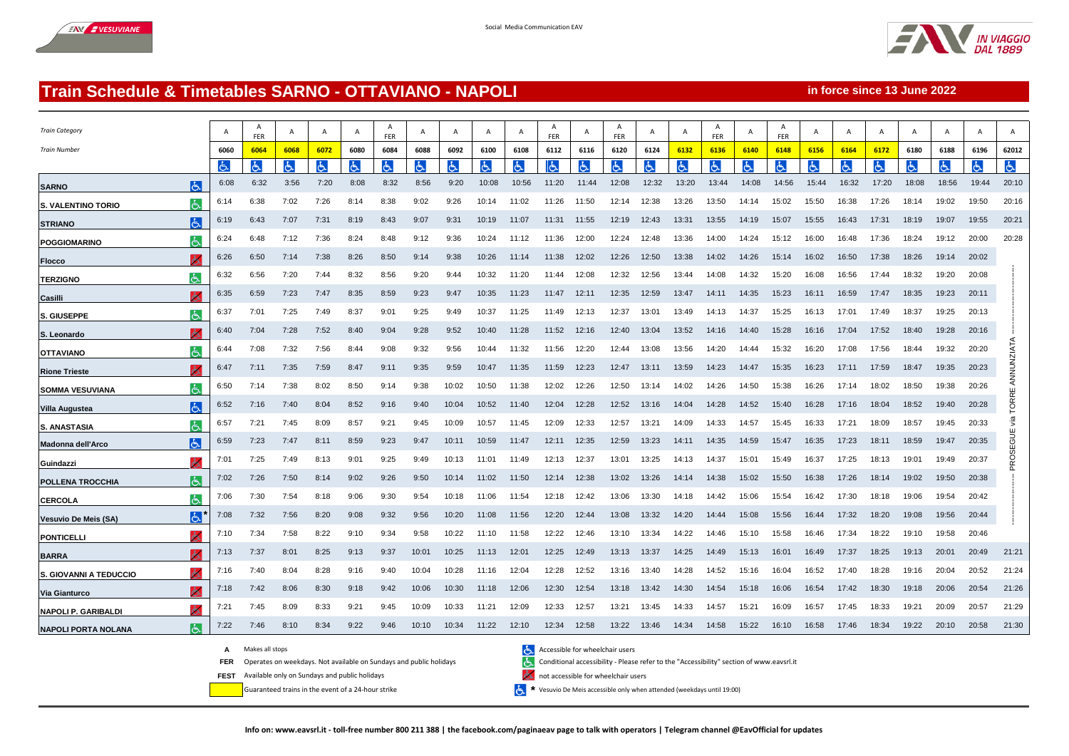# Train Schedule & Timetables SARNO - OTTAVIANO - NAPOLI

**in force since 13 June 2022**

| Train Category | | A | A FER | A | A | A | A FER | A | A | A | A | A FER | A | A FER | A | A | A FER | A | A FER | A | A | A | A | A | A | A |
|---|---|---|---|---|---|---|---|---|---|---|---|---|---|---|---|---|---|---|---|---|---|---|---|---|---|---|
| Train Number | | 6060 | 6064 | 6068 | 6072 | 6080 | 6084 | 6088 | 6092 | 6100 | 6108 | 6112 | 6116 | 6120 | 6124 | 6132 | 6136 | 6140 | 6148 | 6156 | 6164 | 6172 | 6180 | 6188 | 6196 | 62012 |
| | | ♿ | ♿ | ♿ | ♿ | ♿ | ♿ | ♿ | ♿ | ♿ | ♿ | ♿ | ♿ | ♿ | ♿ | ♿ | ♿ | ♿ | ♿ | ♿ | ♿ | ♿ | ♿ | ♿ | ♿ | ♿ |
| SARNO | ♿ | 6:08 | 6:32 | 3:56 | 7:20 | 8:08 | 8:32 | 8:56 | 9:20 | 10:08 | 10:56 | 11:20 | 11:44 | 12:08 | 12:32 | 13:20 | 13:44 | 14:08 | 14:56 | 15:44 | 16:32 | 17:20 | 18:08 | 18:56 | 19:44 | 20:10 |
| S. VALENTINO TORIO | ♿ | 6:14 | 6:38 | 7:02 | 7:26 | 8:14 | 8:38 | 9:02 | 9:26 | 10:14 | 11:02 | 11:26 | 11:50 | 12:14 | 12:38 | 13:26 | 13:50 | 14:14 | 15:02 | 15:50 | 16:38 | 17:26 | 18:14 | 19:02 | 19:50 | 20:16 |
| STRIANO | ♿ | 6:19 | 6:43 | 7:07 | 7:31 | 8:19 | 8:43 | 9:07 | 9:31 | 10:19 | 11:07 | 11:31 | 11:55 | 12:19 | 12:43 | 13:31 | 13:55 | 14:19 | 15:07 | 15:55 | 16:43 | 17:31 | 18:19 | 19:07 | 19:55 | 20:21 |
| POGGIOMARINO | ♿ | 6:24 | 6:48 | 7:12 | 7:36 | 8:24 | 8:48 | 9:12 | 9:36 | 10:24 | 11:12 | 11:36 | 12:00 | 12:24 | 12:48 | 13:36 | 14:00 | 14:24 | 15:12 | 16:00 | 16:48 | 17:36 | 18:24 | 19:12 | 20:00 | 20:28 |
| Flocco | not accessible | 6:26 | 6:50 | 7:14 | 7:38 | 8:26 | 8:50 | 9:14 | 9:38 | 10:26 | 11:14 | 11:38 | 12:02 | 12:26 | 12:50 | 13:38 | 14:02 | 14:26 | 15:14 | 16:02 | 16:50 | 17:38 | 18:26 | 19:14 | 20:02 | PROSEGUE via TORRE ANNUNZIATA |
| TERZIGNO | ♿ | 6:32 | 6:56 | 7:20 | 7:44 | 8:32 | 8:56 | 9:20 | 9:44 | 10:32 | 11:20 | 11:44 | 12:08 | 12:32 | 12:56 | 13:44 | 14:08 | 14:32 | 15:20 | 16:08 | 16:56 | 17:44 | 18:32 | 19:20 | 20:08 | |
| Casilli | not accessible | 6:35 | 6:59 | 7:23 | 7:47 | 8:35 | 8:59 | 9:23 | 9:47 | 10:35 | 11:23 | 11:47 | 12:11 | 12:35 | 12:59 | 13:47 | 14:11 | 14:35 | 15:23 | 16:11 | 16:59 | 17:47 | 18:35 | 19:23 | 20:11 | |
| S. GIUSEPPE | ♿ | 6:37 | 7:01 | 7:25 | 7:49 | 8:37 | 9:01 | 9:25 | 9:49 | 10:37 | 11:25 | 11:49 | 12:13 | 12:37 | 13:01 | 13:49 | 14:13 | 14:37 | 15:25 | 16:13 | 17:01 | 17:49 | 18:37 | 19:25 | 20:13 | |
| S. Leonardo | not accessible | 6:40 | 7:04 | 7:28 | 7:52 | 8:40 | 9:04 | 9:28 | 9:52 | 10:40 | 11:28 | 11:52 | 12:16 | 12:40 | 13:04 | 13:52 | 14:16 | 14:40 | 15:28 | 16:16 | 17:04 | 17:52 | 18:40 | 19:28 | 20:16 | |
| OTTAVIANO | ♿ | 6:44 | 7:08 | 7:32 | 7:56 | 8:44 | 9:08 | 9:32 | 9:56 | 10:44 | 11:32 | 11:56 | 12:20 | 12:44 | 13:08 | 13:56 | 14:20 | 14:44 | 15:32 | 16:20 | 17:08 | 17:56 | 18:44 | 19:32 | 20:20 | |
| Rione Trieste | not accessible | 6:47 | 7:11 | 7:35 | 7:59 | 8:47 | 9:11 | 9:35 | 9:59 | 10:47 | 11:35 | 11:59 | 12:23 | 12:47 | 13:11 | 13:59 | 14:23 | 14:47 | 15:35 | 16:23 | 17:11 | 17:59 | 18:47 | 19:35 | 20:23 | |
| SOMMA VESUVIANA | ♿ | 6:50 | 7:14 | 7:38 | 8:02 | 8:50 | 9:14 | 9:38 | 10:02 | 10:50 | 11:38 | 12:02 | 12:26 | 12:50 | 13:14 | 14:02 | 14:26 | 14:50 | 15:38 | 16:26 | 17:14 | 18:02 | 18:50 | 19:38 | 20:26 | |
| Villa Augustea | ♿ | 6:52 | 7:16 | 7:40 | 8:04 | 8:52 | 9:16 | 9:40 | 10:04 | 10:52 | 11:40 | 12:04 | 12:28 | 12:52 | 13:16 | 14:04 | 14:28 | 14:52 | 15:40 | 16:28 | 17:16 | 18:04 | 18:52 | 19:40 | 20:28 | |
| S. ANASTASIA | ♿ | 6:57 | 7:21 | 7:45 | 8:09 | 8:57 | 9:21 | 9:45 | 10:09 | 10:57 | 11:45 | 12:09 | 12:33 | 12:57 | 13:21 | 14:09 | 14:33 | 14:57 | 15:45 | 16:33 | 17:21 | 18:09 | 18:57 | 19:45 | 20:33 | |
| Madonna dell'Arco | ♿ | 6:59 | 7:23 | 7:47 | 8:11 | 8:59 | 9:23 | 9:47 | 10:11 | 10:59 | 11:47 | 12:11 | 12:35 | 12:59 | 13:23 | 14:11 | 14:35 | 14:59 | 15:47 | 16:35 | 17:23 | 18:11 | 18:59 | 19:47 | 20:35 | |
| Guindazzi | not accessible | 7:01 | 7:25 | 7:49 | 8:13 | 9:01 | 9:25 | 9:49 | 10:13 | 11:01 | 11:49 | 12:13 | 12:37 | 13:01 | 13:25 | 14:13 | 14:37 | 15:01 | 15:49 | 16:37 | 17:25 | 18:13 | 19:01 | 19:49 | 20:37 | |
| POLLENA TROCCHIA | ♿ | 7:02 | 7:26 | 7:50 | 8:14 | 9:02 | 9:26 | 9:50 | 10:14 | 11:02 | 11:50 | 12:14 | 12:38 | 13:02 | 13:26 | 14:14 | 14:38 | 15:02 | 15:50 | 16:38 | 17:26 | 18:14 | 19:02 | 19:50 | 20:38 | |
| CERCOLA | ♿ | 7:06 | 7:30 | 7:54 | 8:18 | 9:06 | 9:30 | 9:54 | 10:18 | 11:06 | 11:54 | 12:18 | 12:42 | 13:06 | 13:30 | 14:18 | 14:42 | 15:06 | 15:54 | 16:42 | 17:30 | 18:18 | 19:06 | 19:54 | 20:42 | |
| Vesuvio De Meis (SA) | ♿* | 7:08 | 7:32 | 7:56 | 8:20 | 9:08 | 9:32 | 9:56 | 10:20 | 11:08 | 11:56 | 12:20 | 12:44 | 13:08 | 13:32 | 14:20 | 14:44 | 15:08 | 15:56 | 16:44 | 17:32 | 18:20 | 19:08 | 19:56 | 20:44 | |
| PONTICELLI | not accessible | 7:10 | 7:34 | 7:58 | 8:22 | 9:10 | 9:34 | 9:58 | 10:22 | 11:10 | 11:58 | 12:22 | 12:46 | 13:10 | 13:34 | 14:22 | 14:46 | 15:10 | 15:58 | 16:46 | 17:34 | 18:22 | 19:10 | 19:58 | 20:46 | |
| BARRA | not accessible | 7:13 | 7:37 | 8:01 | 8:25 | 9:13 | 9:37 | 10:01 | 10:25 | 11:13 | 12:01 | 12:25 | 12:49 | 13:13 | 13:37 | 14:25 | 14:49 | 15:13 | 16:01 | 16:49 | 17:37 | 18:25 | 19:13 | 20:01 | 20:49 | 21:21 |
| S. GIOVANNI A TEDUCCIO | not accessible | 7:16 | 7:40 | 8:04 | 8:28 | 9:16 | 9:40 | 10:04 | 10:28 | 11:16 | 12:04 | 12:28 | 12:52 | 13:16 | 13:40 | 14:28 | 14:52 | 15:16 | 16:04 | 16:52 | 17:40 | 18:28 | 19:16 | 20:04 | 20:52 | 21:24 |
| Via Gianturco | not accessible | 7:18 | 7:42 | 8:06 | 8:30 | 9:18 | 9:42 | 10:06 | 10:30 | 11:18 | 12:06 | 12:30 | 12:54 | 13:18 | 13:42 | 14:30 | 14:54 | 15:18 | 16:06 | 16:54 | 17:42 | 18:30 | 19:18 | 20:06 | 20:54 | 21:26 |
| NAPOLI P. GARIBALDI | not accessible | 7:21 | 7:45 | 8:09 | 8:33 | 9:21 | 9:45 | 10:09 | 10:33 | 11:21 | 12:09 | 12:33 | 12:57 | 13:21 | 13:45 | 14:33 | 14:57 | 15:21 | 16:09 | 16:57 | 17:45 | 18:33 | 19:21 | 20:09 | 20:57 | 21:29 |
| NAPOLI PORTA NOLANA | ♿ | 7:22 | 7:46 | 8:10 | 8:34 | 9:22 | 9:46 | 10:10 | 10:34 | 11:22 | 12:10 | 12:34 | 12:58 | 13:22 | 13:46 | 14:34 | 14:58 | 15:22 | 16:10 | 16:58 | 17:46 | 18:34 | 19:22 | 20:10 | 20:58 | 21:30 |

**A** Makes all stops

**FER** Operates on weekdays. Not available on Sundays and public holidays

**FEST** Available only on Sundays and public holidays

Guaranteed trains in the event of a 24-hour strike (highlighted train numbers: 6064, 6068, 6072, 6132, 6136, 6140, 6148, 6156, 6164, 6172)

♿ Accessible for wheelchair users

♿ Conditional accessibility - Please refer to the "Accessibility" section of www.eavsrl.it

not accessible for wheelchair users

♿ * Vesuvio De Meis accessible only when attended (weekdays until 19:00)

**Info on: www.eavsrl.it - toll-free number 800 211 388 | the facebook.com/paginaeav page to talk with operators | Telegram channel @EavOfficial for updates**